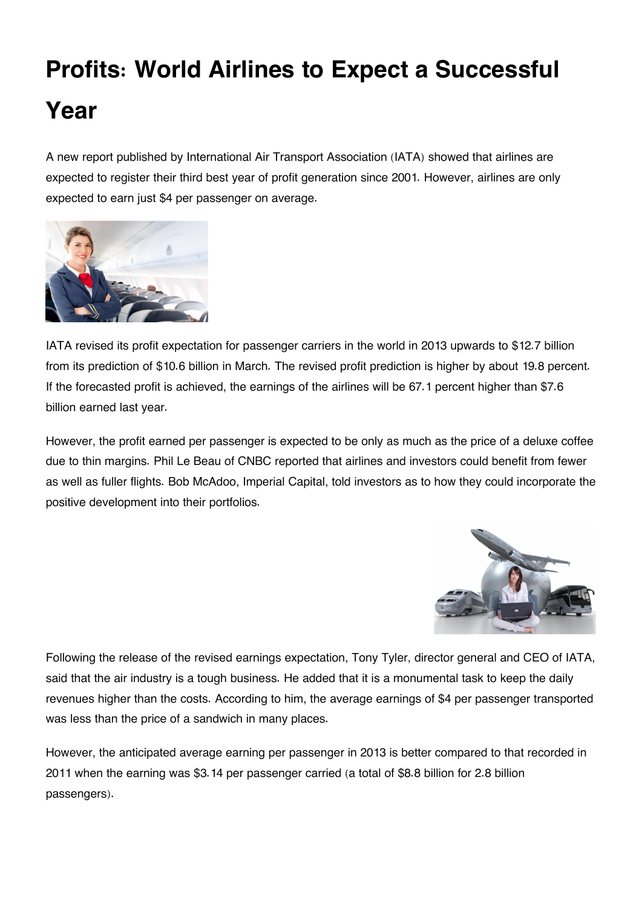# Profits: World Airlines to Expect a Successful Year

A new report published by International Air Transport Association (IATA) showed that airlines are expected to register their third best year of profit generation since 2001. However, airlines are only expected to earn just $4 per passenger on average.

IATA revised its profit expectation for passenger carriers in the world in 2013 upwards to $12.7 billion from its prediction of $10.6 billion in March. The revised profit prediction is higher by about 19.8 percent. If the forecasted profit is achieved, the earnings of the airlines will be 67.1 percent higher than $7.6 billion earned last year.

However, the profit earned per passenger is expected to be only as much as the price of a deluxe coffee due to thin margins. Phil Le Beau of CNBC reported that airlines and investors could benefit from fewer as well as fuller flights. Bob McAdoo, Imperial Capital, told investors as to how they could incorporate the positive development into their portfolios.

Following the release of the revised earnings expectation, Tony Tyler, director general and CEO of IATA, said that the air industry is a tough business. He added that it is a monumental task to keep the daily revenues higher than the costs. According to him, the average earnings of $4 per passenger transported was less than the price of a sandwich in many places.

However, the anticipated average earning per passenger in 2013 is better compared to that recorded in 2011 when the earning was $3.14 per passenger carried (a total of $8.8 billion for 2.8 billion passengers).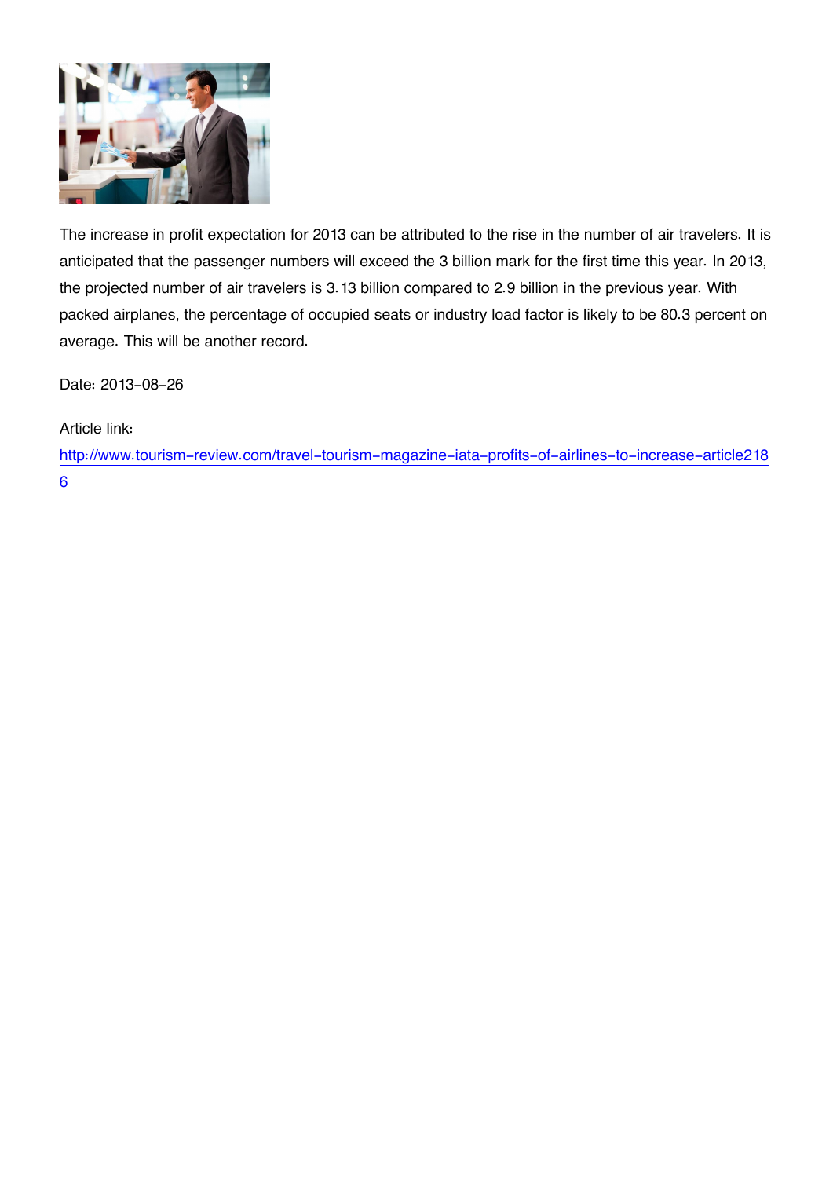The increase in profit expectation for 2013 can be attributed to the rise in the number of air travelers. It is anticipated that the passenger numbers will exceed the 3 billion mark for the first time this year. In 2013, the projected number of air travelers is 3.13 billion compared to 2.9 billion in the previous year. With packed airplanes, the percentage of occupied seats or industry load factor is likely to be 80.3 percent on average. This will be another record.

Date: 2013-08-26

Article link:
http://www.tourism-review.com/travel-tourism-magazine-iata-profits-of-airlines-to-increase-article2186